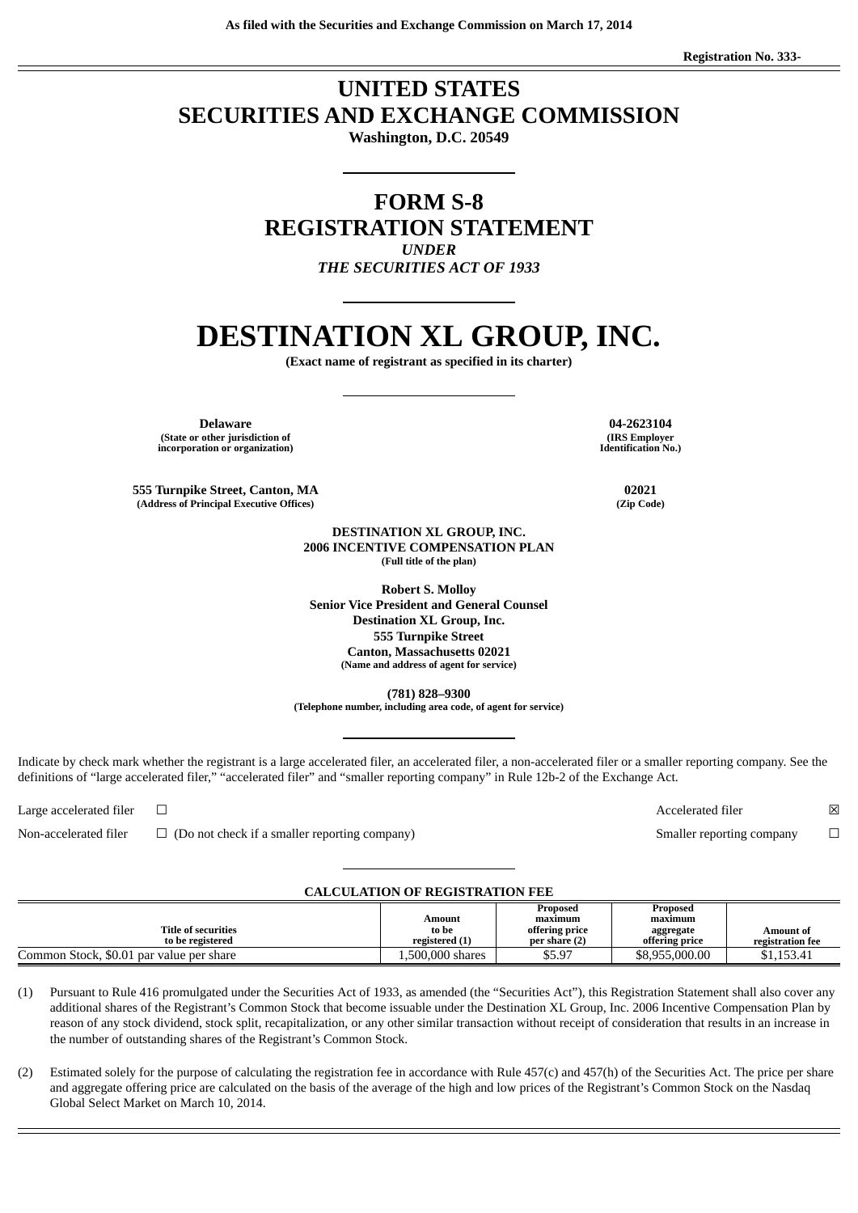As filed with the Securities and Exchange Commission on March 17, 2014

Registration No. 333-

# UNITED STATES
# SECURITIES AND EXCHANGE COMMISSION

**Washington, D.C. 20549**

---

# FORM S-8
# REGISTRATION STATEMENT

***UNDER***
***THE SECURITIES ACT OF 1933***

---

# DESTINATION XL GROUP, INC.

**(Exact name of registrant as specified in its charter)**

---

| **Delaware** | **04-2623104** |
|---|---|
| (State or other jurisdiction of incorporation or organization) | (IRS Employer Identification No.) |
| **555 Turnpike Street, Canton, MA** | **02021** |
| (Address of Principal Executive Offices) | (Zip Code) |

**DESTINATION XL GROUP, INC.**
**2006 INCENTIVE COMPENSATION PLAN**
**(Full title of the plan)**

**Robert S. Molloy**
**Senior Vice President and General Counsel**
**Destination XL Group, Inc.**
**555 Turnpike Street**
**Canton, Massachusetts 02021**
**(Name and address of agent for service)**

**(781) 828–9300**
**(Telephone number, including area code, of agent for service)**

---

Indicate by check mark whether the registrant is a large accelerated filer, an accelerated filer, a non-accelerated filer or a smaller reporting company. See the definitions of "large accelerated filer," "accelerated filer" and "smaller reporting company" in Rule 12b-2 of the Exchange Act.

| | | | |
|---|---|---|---|
| Large accelerated filer | ☐ | Accelerated filer | ☒ |
| Non-accelerated filer | ☐ (Do not check if a smaller reporting company) | Smaller reporting company | ☐ |

---

**CALCULATION OF REGISTRATION FEE**

| Title of securities to be registered | Amount to be registered (1) | Proposed maximum offering price per share (2) | Proposed maximum aggregate offering price | Amount of registration fee |
|---|---|---|---|---|
| Common Stock, $0.01 par value per share | 1,500,000 shares | $5.97 | $8,955,000.00 | $1,153.41 |

(1) Pursuant to Rule 416 promulgated under the Securities Act of 1933, as amended (the "Securities Act"), this Registration Statement shall also cover any additional shares of the Registrant's Common Stock that become issuable under the Destination XL Group, Inc. 2006 Incentive Compensation Plan by reason of any stock dividend, stock split, recapitalization, or any other similar transaction without receipt of consideration that results in an increase in the number of outstanding shares of the Registrant's Common Stock.

(2) Estimated solely for the purpose of calculating the registration fee in accordance with Rule 457(c) and 457(h) of the Securities Act. The price per share and aggregate offering price are calculated on the basis of the average of the high and low prices of the Registrant's Common Stock on the Nasdaq Global Select Market on March 10, 2014.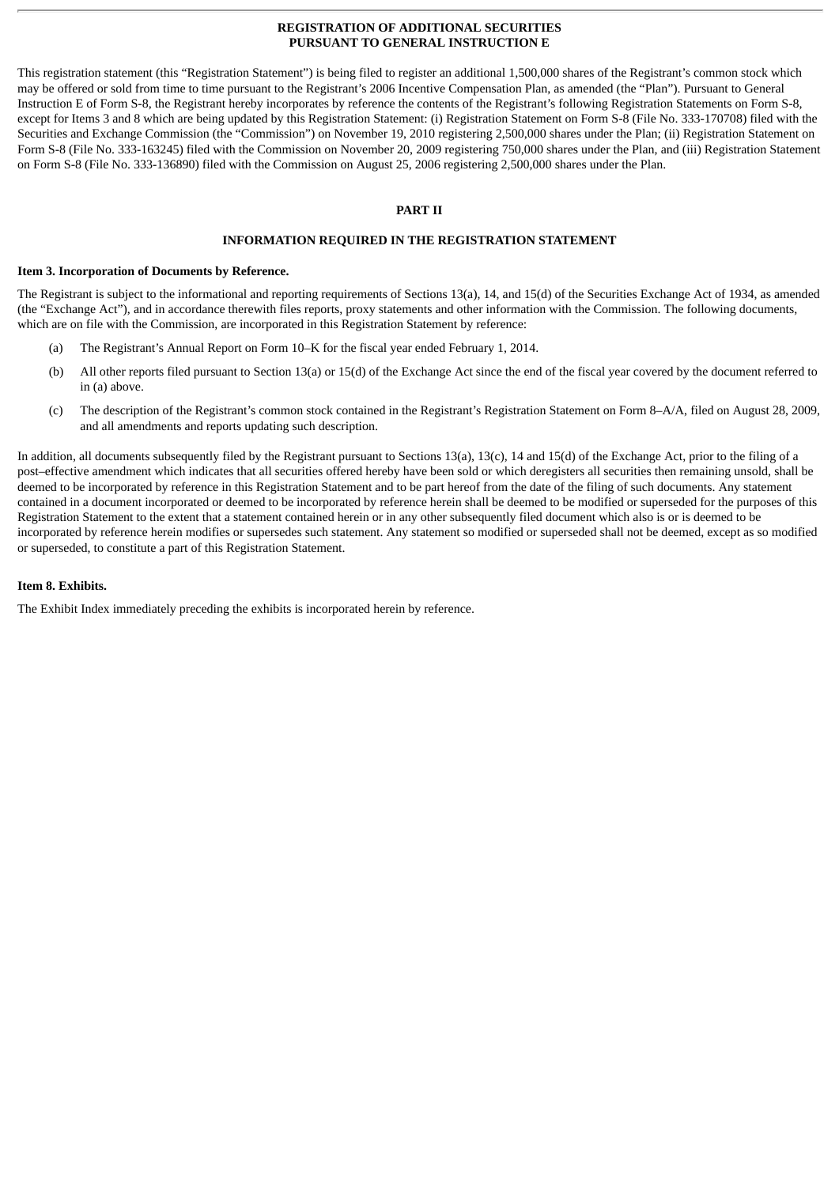# REGISTRATION OF ADDITIONAL SECURITIES
# PURSUANT TO GENERAL INSTRUCTION E

This registration statement (this "Registration Statement") is being filed to register an additional 1,500,000 shares of the Registrant's common stock which may be offered or sold from time to time pursuant to the Registrant's 2006 Incentive Compensation Plan, as amended (the "Plan"). Pursuant to General Instruction E of Form S-8, the Registrant hereby incorporates by reference the contents of the Registrant's following Registration Statements on Form S-8, except for Items 3 and 8 which are being updated by this Registration Statement: (i) Registration Statement on Form S-8 (File No. 333-170708) filed with the Securities and Exchange Commission (the "Commission") on November 19, 2010 registering 2,500,000 shares under the Plan; (ii) Registration Statement on Form S-8 (File No. 333-163245) filed with the Commission on November 20, 2009 registering 750,000 shares under the Plan, and (iii) Registration Statement on Form S-8 (File No. 333-136890) filed with the Commission on August 25, 2006 registering 2,500,000 shares under the Plan.

## PART II

## INFORMATION REQUIRED IN THE REGISTRATION STATEMENT

### Item 3. Incorporation of Documents by Reference.

The Registrant is subject to the informational and reporting requirements of Sections 13(a), 14, and 15(d) of the Securities Exchange Act of 1934, as amended (the "Exchange Act"), and in accordance therewith files reports, proxy statements and other information with the Commission. The following documents, which are on file with the Commission, are incorporated in this Registration Statement by reference:

(a) The Registrant's Annual Report on Form 10–K for the fiscal year ended February 1, 2014.

(b) All other reports filed pursuant to Section 13(a) or 15(d) of the Exchange Act since the end of the fiscal year covered by the document referred to in (a) above.

(c) The description of the Registrant's common stock contained in the Registrant's Registration Statement on Form 8–A/A, filed on August 28, 2009, and all amendments and reports updating such description.

In addition, all documents subsequently filed by the Registrant pursuant to Sections 13(a), 13(c), 14 and 15(d) of the Exchange Act, prior to the filing of a post–effective amendment which indicates that all securities offered hereby have been sold or which deregisters all securities then remaining unsold, shall be deemed to be incorporated by reference in this Registration Statement and to be part hereof from the date of the filing of such documents. Any statement contained in a document incorporated or deemed to be incorporated by reference herein shall be deemed to be modified or superseded for the purposes of this Registration Statement to the extent that a statement contained herein or in any other subsequently filed document which also is or is deemed to be incorporated by reference herein modifies or supersedes such statement. Any statement so modified or superseded shall not be deemed, except as so modified or superseded, to constitute a part of this Registration Statement.

### Item 8. Exhibits.

The Exhibit Index immediately preceding the exhibits is incorporated herein by reference.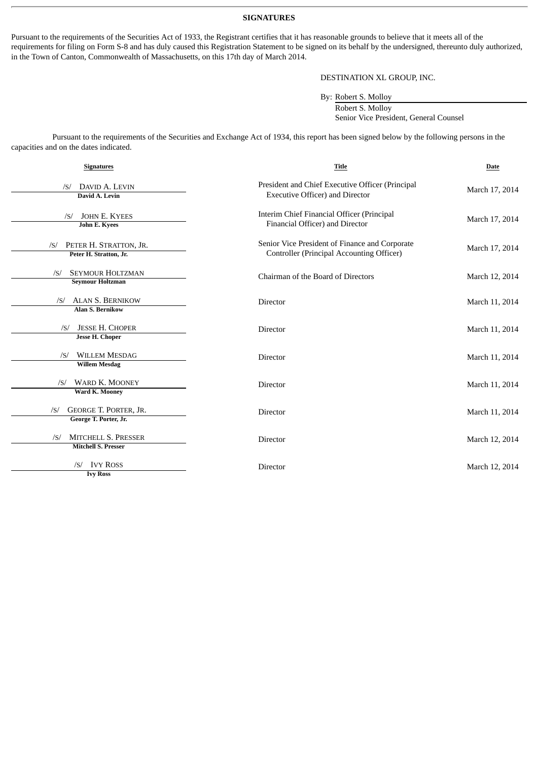**SIGNATURES**

Pursuant to the requirements of the Securities Act of 1933, the Registrant certifies that it has reasonable grounds to believe that it meets all of the requirements for filing on Form S-8 and has duly caused this Registration Statement to be signed on its behalf by the undersigned, thereunto duly authorized, in the Town of Canton, Commonwealth of Massachusetts, on this 17th day of March 2014.

DESTINATION XL GROUP, INC.

By: Robert S. Molloy
Robert S. Molloy
Senior Vice President, General Counsel

Pursuant to the requirements of the Securities and Exchange Act of 1934, this report has been signed below by the following persons in the capacities and on the dates indicated.

| Signatures | Title | Date |
|---|---|---|
| /S/ DAVID A. LEVIN<br>David A. Levin | President and Chief Executive Officer (Principal Executive Officer) and Director | March 17, 2014 |
| /S/ JOHN E. KYEES<br>John E. Kyees | Interim Chief Financial Officer (Principal Financial Officer) and Director | March 17, 2014 |
| /S/ PETER H. STRATTON, JR.<br>Peter H. Stratton, Jr. | Senior Vice President of Finance and Corporate Controller (Principal Accounting Officer) | March 17, 2014 |
| /S/ SEYMOUR HOLTZMAN<br>Seymour Holtzman | Chairman of the Board of Directors | March 12, 2014 |
| /S/ ALAN S. BERNIKOW<br>Alan S. Bernikow | Director | March 11, 2014 |
| /S/ JESSE H. CHOPER<br>Jesse H. Choper | Director | March 11, 2014 |
| /S/ WILLEM MESDAG<br>Willem Mesdag | Director | March 11, 2014 |
| /S/ WARD K. MOONEY<br>Ward K. Mooney | Director | March 11, 2014 |
| /S/ GEORGE T. PORTER, JR.<br>George T. Porter, Jr. | Director | March 11, 2014 |
| /S/ MITCHELL S. PRESSER<br>Mitchell S. Presser | Director | March 12, 2014 |
| /S/ IVY ROSS<br>Ivy Ross | Director | March 12, 2014 |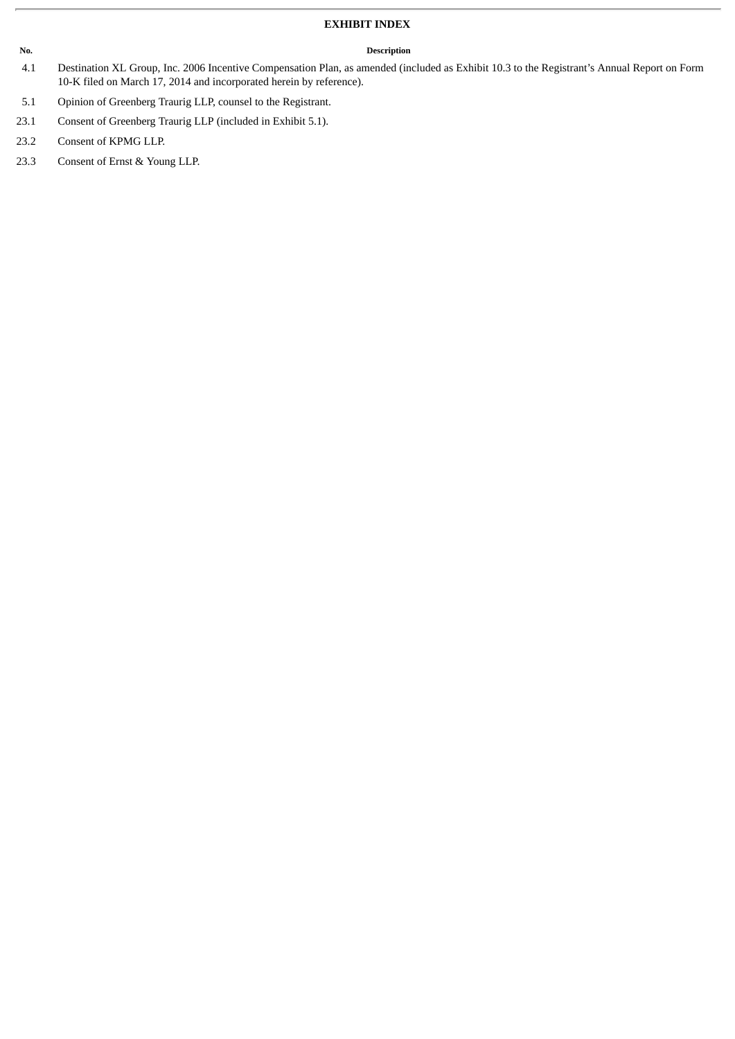## EXHIBIT INDEX

| No. | Description |
|---|---|
| 4.1 | Destination XL Group, Inc. 2006 Incentive Compensation Plan, as amended (included as Exhibit 10.3 to the Registrant's Annual Report on Form 10-K filed on March 17, 2014 and incorporated herein by reference). |
| 5.1 | Opinion of Greenberg Traurig LLP, counsel to the Registrant. |
| 23.1 | Consent of Greenberg Traurig LLP (included in Exhibit 5.1). |
| 23.2 | Consent of KPMG LLP. |
| 23.3 | Consent of Ernst & Young LLP. |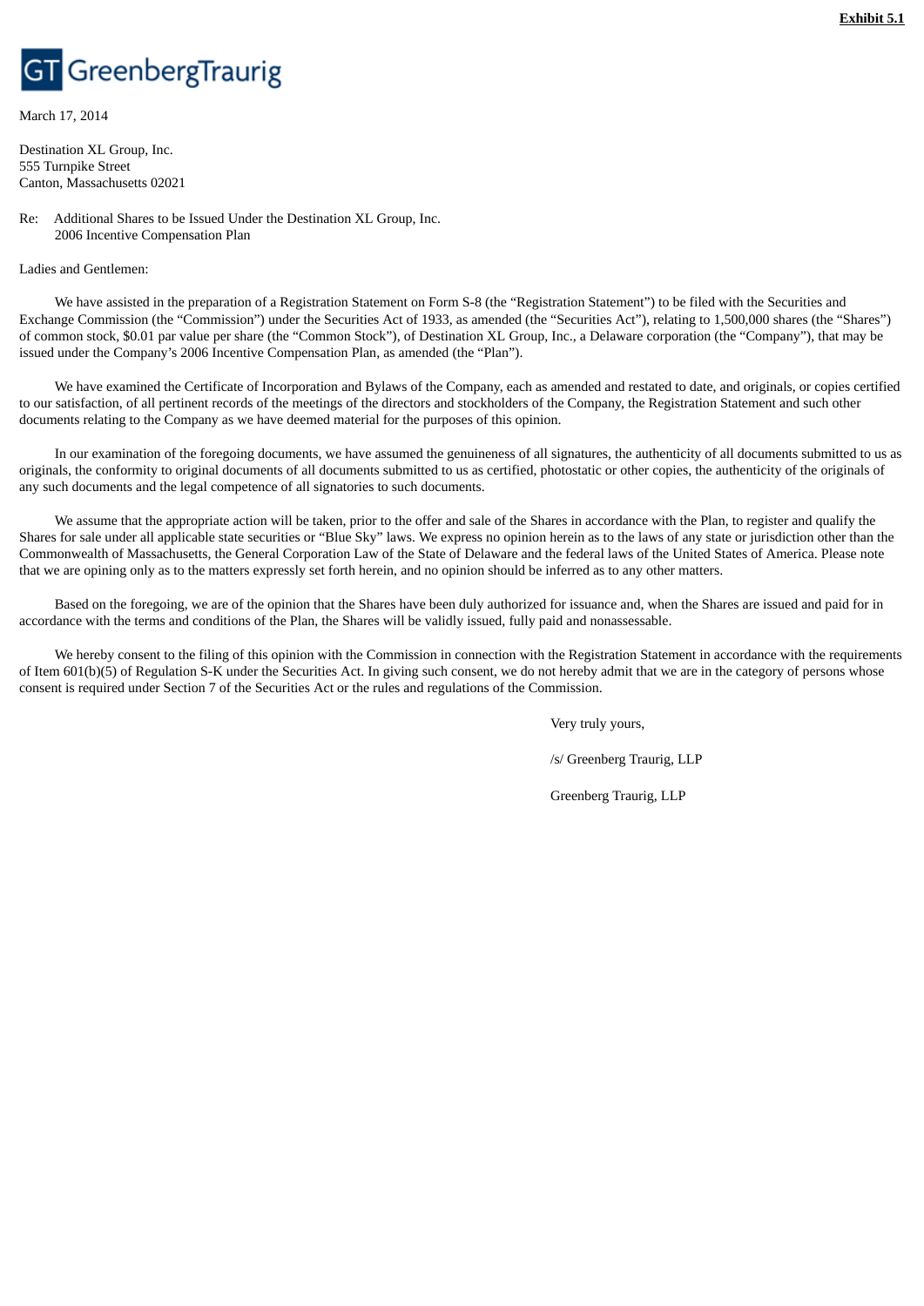**Exhibit 5.1**

GT GreenbergTraurig

March 17, 2014

Destination XL Group, Inc.
555 Turnpike Street
Canton, Massachusetts 02021

Re: Additional Shares to be Issued Under the Destination XL Group, Inc.
2006 Incentive Compensation Plan

Ladies and Gentlemen:

We have assisted in the preparation of a Registration Statement on Form S-8 (the "Registration Statement") to be filed with the Securities and Exchange Commission (the "Commission") under the Securities Act of 1933, as amended (the "Securities Act"), relating to 1,500,000 shares (the "Shares") of common stock, $0.01 par value per share (the "Common Stock"), of Destination XL Group, Inc., a Delaware corporation (the "Company"), that may be issued under the Company's 2006 Incentive Compensation Plan, as amended (the "Plan").

We have examined the Certificate of Incorporation and Bylaws of the Company, each as amended and restated to date, and originals, or copies certified to our satisfaction, of all pertinent records of the meetings of the directors and stockholders of the Company, the Registration Statement and such other documents relating to the Company as we have deemed material for the purposes of this opinion.

In our examination of the foregoing documents, we have assumed the genuineness of all signatures, the authenticity of all documents submitted to us as originals, the conformity to original documents of all documents submitted to us as certified, photostatic or other copies, the authenticity of the originals of any such documents and the legal competence of all signatories to such documents.

We assume that the appropriate action will be taken, prior to the offer and sale of the Shares in accordance with the Plan, to register and qualify the Shares for sale under all applicable state securities or "Blue Sky" laws. We express no opinion herein as to the laws of any state or jurisdiction other than the Commonwealth of Massachusetts, the General Corporation Law of the State of Delaware and the federal laws of the United States of America. Please note that we are opining only as to the matters expressly set forth herein, and no opinion should be inferred as to any other matters.

Based on the foregoing, we are of the opinion that the Shares have been duly authorized for issuance and, when the Shares are issued and paid for in accordance with the terms and conditions of the Plan, the Shares will be validly issued, fully paid and nonassessable.

We hereby consent to the filing of this opinion with the Commission in connection with the Registration Statement in accordance with the requirements of Item 601(b)(5) of Regulation S-K under the Securities Act. In giving such consent, we do not hereby admit that we are in the category of persons whose consent is required under Section 7 of the Securities Act or the rules and regulations of the Commission.

Very truly yours,

/s/ Greenberg Traurig, LLP

Greenberg Traurig, LLP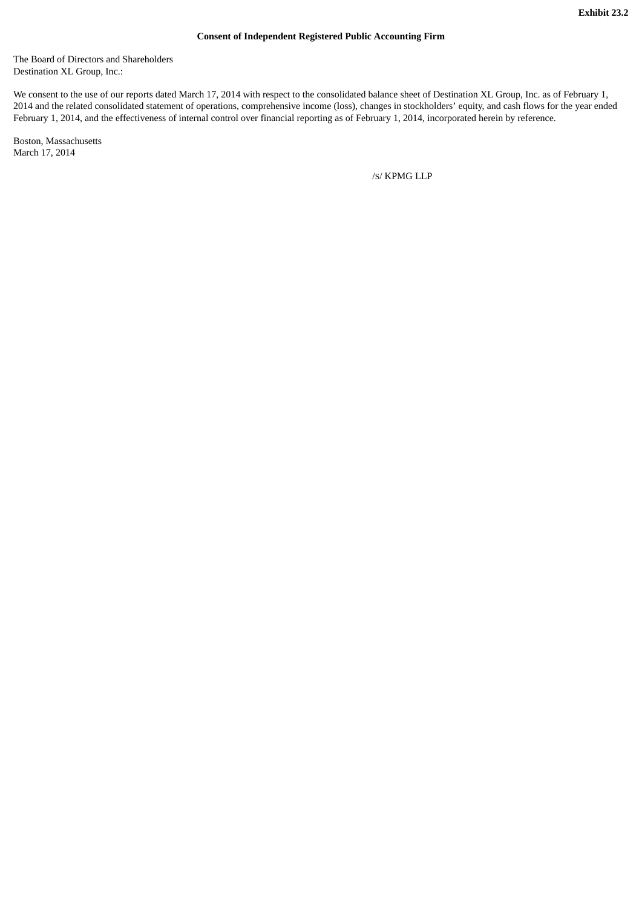**Exhibit 23.2**

**Consent of Independent Registered Public Accounting Firm**

The Board of Directors and Shareholders
Destination XL Group, Inc.:

We consent to the use of our reports dated March 17, 2014 with respect to the consolidated balance sheet of Destination XL Group, Inc. as of February 1, 2014 and the related consolidated statement of operations, comprehensive income (loss), changes in stockholders' equity, and cash flows for the year ended February 1, 2014, and the effectiveness of internal control over financial reporting as of February 1, 2014, incorporated herein by reference.

Boston, Massachusetts
March 17, 2014

/S/ KPMG LLP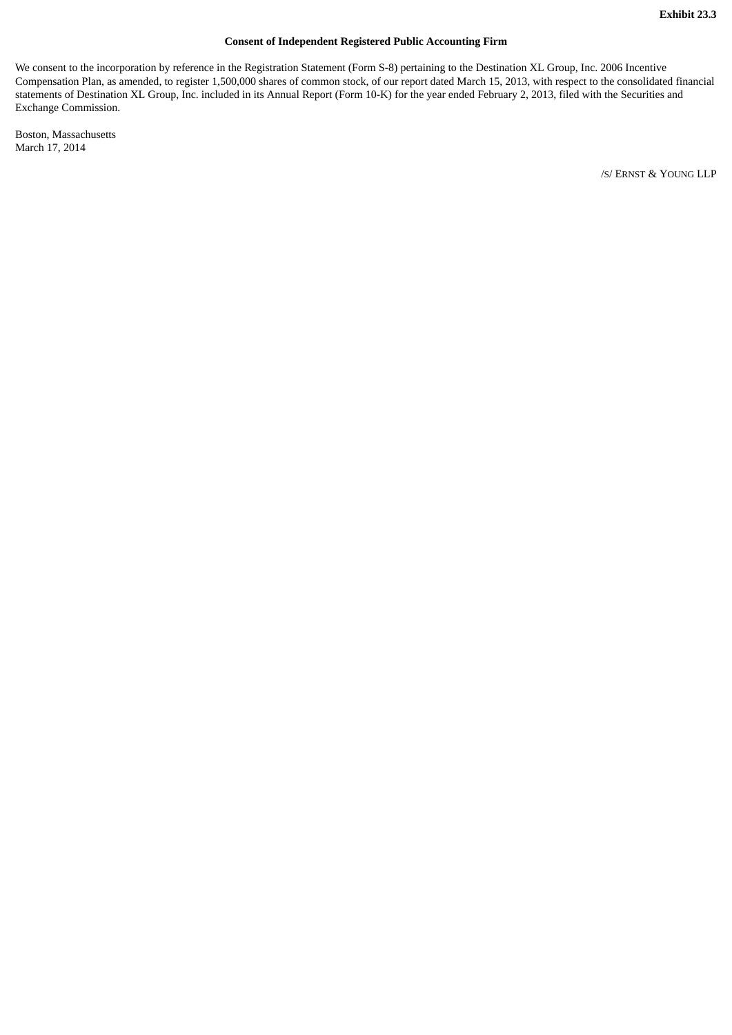**Exhibit 23.3**

**Consent of Independent Registered Public Accounting Firm**

We consent to the incorporation by reference in the Registration Statement (Form S-8) pertaining to the Destination XL Group, Inc. 2006 Incentive Compensation Plan, as amended, to register 1,500,000 shares of common stock, of our report dated March 15, 2013, with respect to the consolidated financial statements of Destination XL Group, Inc. included in its Annual Report (Form 10-K) for the year ended February 2, 2013, filed with the Securities and Exchange Commission.

Boston, Massachusetts
March 17, 2014

/S/ ERNST & YOUNG LLP